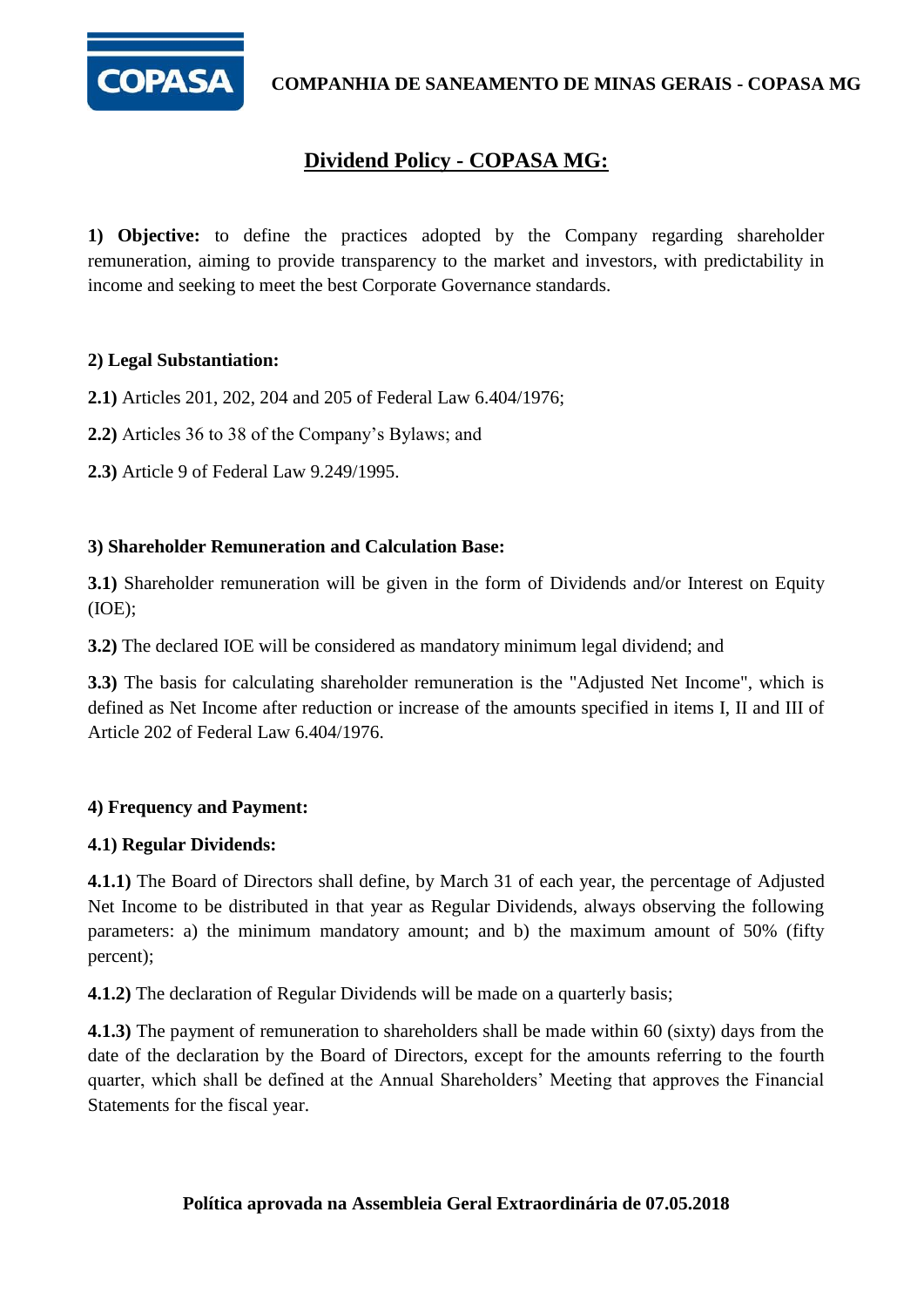**COMPANHIA DE SANEAMENTO DE MINAS GERAIS - COPASA MG**

# Dividend Policy - COPASA MG:

**1) Objective:** to define the practices adopted by the Company regarding shareholder remuneration, aiming to provide transparency to the market and investors, with predictability in income and seeking to meet the best Corporate Governance standards.

**2) Legal Substantiation:**

**2.1)** Articles 201, 202, 204 and 205 of Federal Law 6.404/1976;

**2.2)** Articles 36 to 38 of the Company's Bylaws; and

**2.3)** Article 9 of Federal Law 9.249/1995.

**3) Shareholder Remuneration and Calculation Base:**

**3.1)** Shareholder remuneration will be given in the form of Dividends and/or Interest on Equity (IOE);

**3.2)** The declared IOE will be considered as mandatory minimum legal dividend; and

**3.3)** The basis for calculating shareholder remuneration is the "Adjusted Net Income", which is defined as Net Income after reduction or increase of the amounts specified in items I, II and III of Article 202 of Federal Law 6.404/1976.

**4) Frequency and Payment:**

**4.1) Regular Dividends:**

**4.1.1)** The Board of Directors shall define, by March 31 of each year, the percentage of Adjusted Net Income to be distributed in that year as Regular Dividends, always observing the following parameters: a) the minimum mandatory amount; and b) the maximum amount of 50% (fifty percent);

**4.1.2)** The declaration of Regular Dividends will be made on a quarterly basis;

**4.1.3)** The payment of remuneration to shareholders shall be made within 60 (sixty) days from the date of the declaration by the Board of Directors, except for the amounts referring to the fourth quarter, which shall be defined at the Annual Shareholders' Meeting that approves the Financial Statements for the fiscal year.

**Política aprovada na Assembleia Geral Extraordinária de 07.05.2018**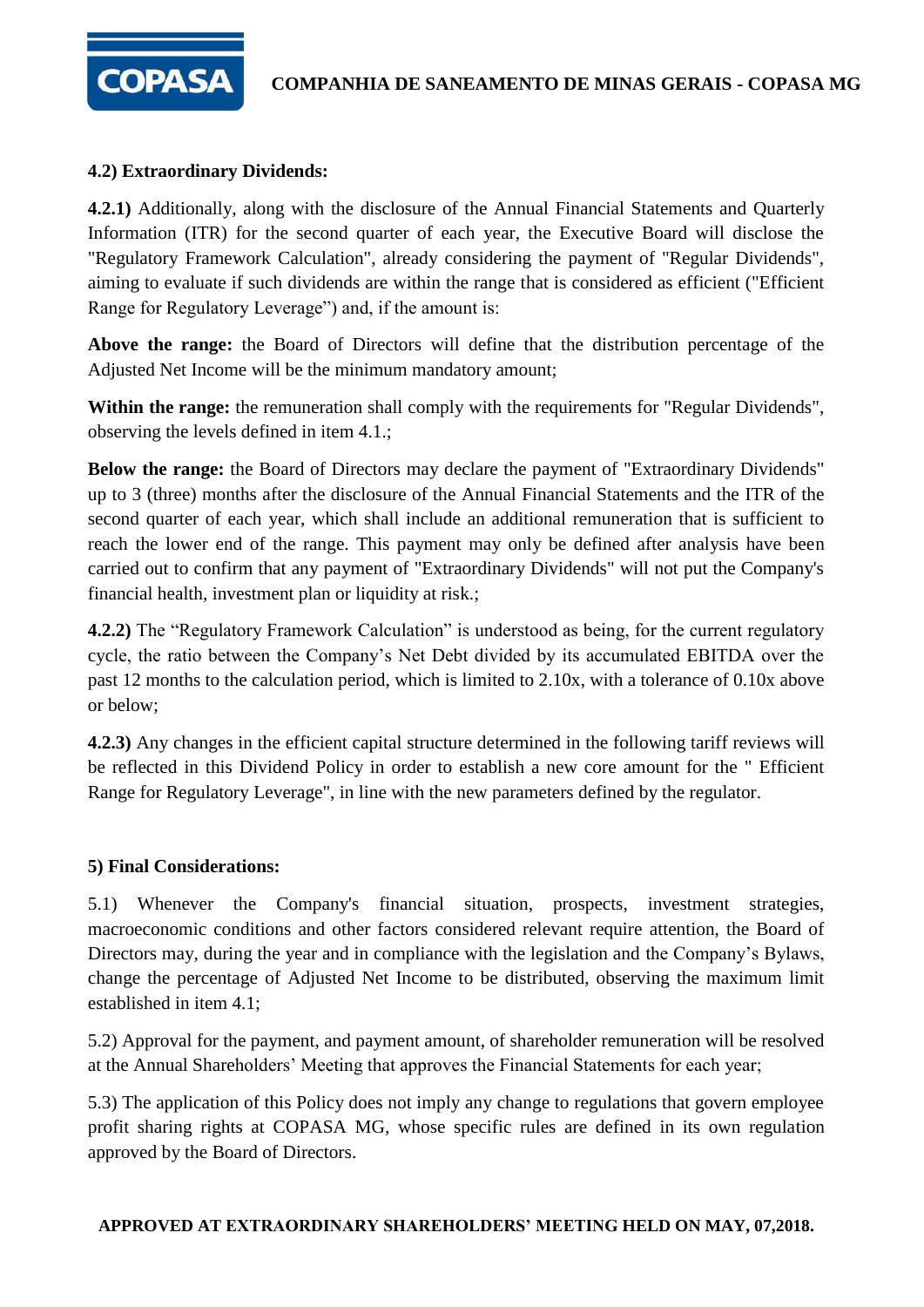**4.2) Extraordinary Dividends:**

**4.2.1)** Additionally, along with the disclosure of the Annual Financial Statements and Quarterly Information (ITR) for the second quarter of each year, the Executive Board will disclose the "Regulatory Framework Calculation", already considering the payment of "Regular Dividends", aiming to evaluate if such dividends are within the range that is considered as efficient ("Efficient Range for Regulatory Leverage") and, if the amount is:

**Above the range:** the Board of Directors will define that the distribution percentage of the Adjusted Net Income will be the minimum mandatory amount;

**Within the range:** the remuneration shall comply with the requirements for "Regular Dividends", observing the levels defined in item 4.1.;

**Below the range:** the Board of Directors may declare the payment of "Extraordinary Dividends" up to 3 (three) months after the disclosure of the Annual Financial Statements and the ITR of the second quarter of each year, which shall include an additional remuneration that is sufficient to reach the lower end of the range. This payment may only be defined after analysis have been carried out to confirm that any payment of "Extraordinary Dividends" will not put the Company's financial health, investment plan or liquidity at risk.;

**4.2.2)** The "Regulatory Framework Calculation" is understood as being, for the current regulatory cycle, the ratio between the Company's Net Debt divided by its accumulated EBITDA over the past 12 months to the calculation period, which is limited to 2.10x, with a tolerance of 0.10x above or below;

**4.2.3)** Any changes in the efficient capital structure determined in the following tariff reviews will be reflected in this Dividend Policy in order to establish a new core amount for the " Efficient Range for Regulatory Leverage", in line with the new parameters defined by the regulator.

**5) Final Considerations:**

5.1) Whenever the Company's financial situation, prospects, investment strategies, macroeconomic conditions and other factors considered relevant require attention, the Board of Directors may, during the year and in compliance with the legislation and the Company's Bylaws, change the percentage of Adjusted Net Income to be distributed, observing the maximum limit established in item 4.1;

5.2) Approval for the payment, and payment amount, of shareholder remuneration will be resolved at the Annual Shareholders' Meeting that approves the Financial Statements for each year;

5.3) The application of this Policy does not imply any change to regulations that govern employee profit sharing rights at COPASA MG, whose specific rules are defined in its own regulation approved by the Board of Directors.

**APPROVED AT EXTRAORDINARY SHAREHOLDERS' MEETING HELD ON MAY, 07,2018.**